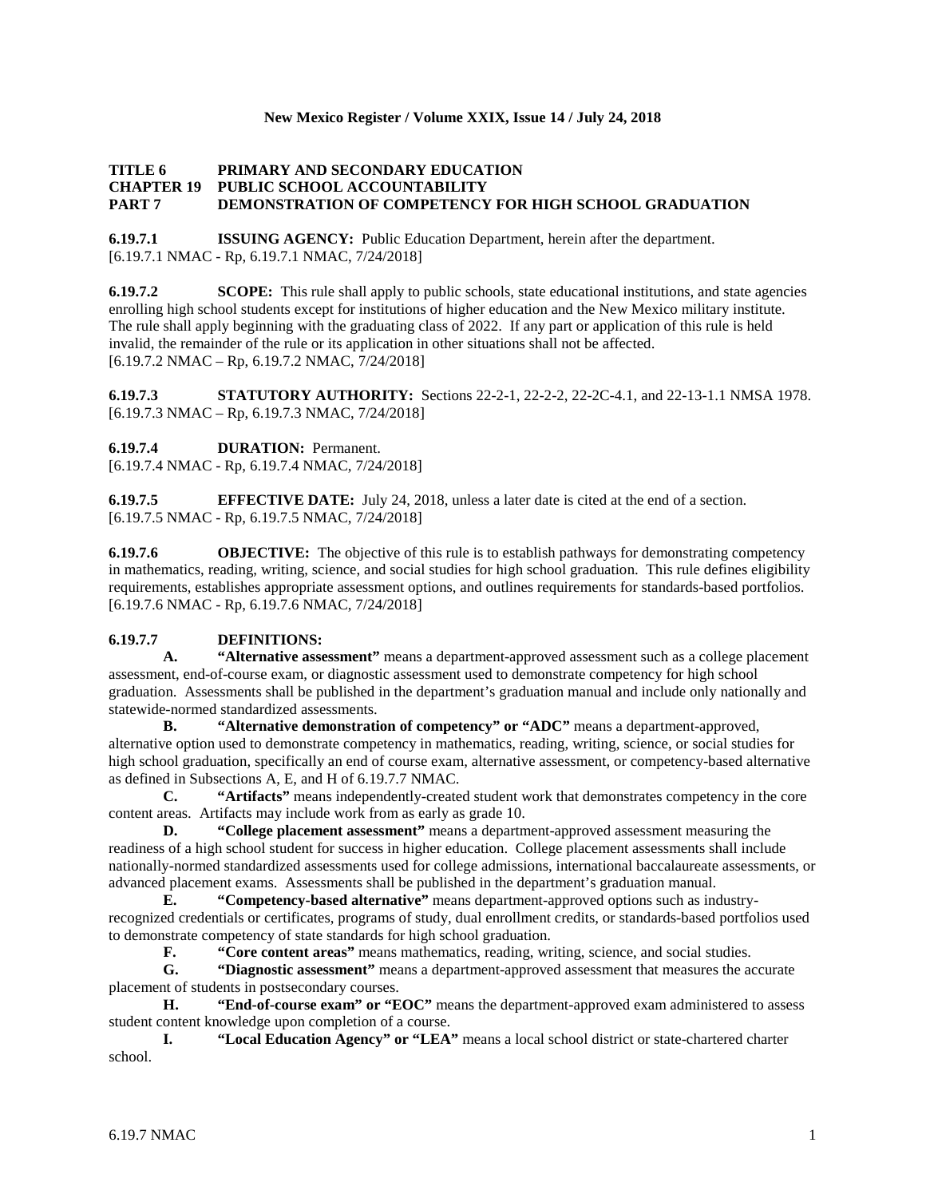**New Mexico Register / Volume XXIX, Issue 14 / July 24, 2018**

# TITLE 6 PRIMARY AND SECONDARY EDUCATION
## CHAPTER 19 PUBLIC SCHOOL ACCOUNTABILITY
## PART 7 DEMONSTRATION OF COMPETENCY FOR HIGH SCHOOL GRADUATION

**6.19.7.1 ISSUING AGENCY:** Public Education Department, herein after the department.
[6.19.7.1 NMAC - Rp, 6.19.7.1 NMAC, 7/24/2018]

**6.19.7.2 SCOPE:** This rule shall apply to public schools, state educational institutions, and state agencies enrolling high school students except for institutions of higher education and the New Mexico military institute. The rule shall apply beginning with the graduating class of 2022. If any part or application of this rule is held invalid, the remainder of the rule or its application in other situations shall not be affected.
[6.19.7.2 NMAC – Rp, 6.19.7.2 NMAC, 7/24/2018]

**6.19.7.3 STATUTORY AUTHORITY:** Sections 22-2-1, 22-2-2, 22-2C-4.1, and 22-13-1.1 NMSA 1978.
[6.19.7.3 NMAC – Rp, 6.19.7.3 NMAC, 7/24/2018]

**6.19.7.4 DURATION:** Permanent.
[6.19.7.4 NMAC - Rp, 6.19.7.4 NMAC, 7/24/2018]

**6.19.7.5 EFFECTIVE DATE:** July 24, 2018, unless a later date is cited at the end of a section.
[6.19.7.5 NMAC - Rp, 6.19.7.5 NMAC, 7/24/2018]

**6.19.7.6 OBJECTIVE:** The objective of this rule is to establish pathways for demonstrating competency in mathematics, reading, writing, science, and social studies for high school graduation. This rule defines eligibility requirements, establishes appropriate assessment options, and outlines requirements for standards-based portfolios.
[6.19.7.6 NMAC - Rp, 6.19.7.6 NMAC, 7/24/2018]

**6.19.7.7 DEFINITIONS:**

**A. "Alternative assessment"** means a department-approved assessment such as a college placement assessment, end-of-course exam, or diagnostic assessment used to demonstrate competency for high school graduation. Assessments shall be published in the department's graduation manual and include only nationally and statewide-normed standardized assessments.

**B. "Alternative demonstration of competency" or "ADC"** means a department-approved, alternative option used to demonstrate competency in mathematics, reading, writing, science, or social studies for high school graduation, specifically an end of course exam, alternative assessment, or competency-based alternative as defined in Subsections A, E, and H of 6.19.7.7 NMAC.

**C. "Artifacts"** means independently-created student work that demonstrates competency in the core content areas. Artifacts may include work from as early as grade 10.

**D. "College placement assessment"** means a department-approved assessment measuring the readiness of a high school student for success in higher education. College placement assessments shall include nationally-normed standardized assessments used for college admissions, international baccalaureate assessments, or advanced placement exams. Assessments shall be published in the department's graduation manual.

**E. "Competency-based alternative"** means department-approved options such as industry-recognized credentials or certificates, programs of study, dual enrollment credits, or standards-based portfolios used to demonstrate competency of state standards for high school graduation.

**F. "Core content areas"** means mathematics, reading, writing, science, and social studies.

**G. "Diagnostic assessment"** means a department-approved assessment that measures the accurate placement of students in postsecondary courses.

**H. "End-of-course exam" or "EOC"** means the department-approved exam administered to assess student content knowledge upon completion of a course.

**I. "Local Education Agency" or "LEA"** means a local school district or state-chartered charter school.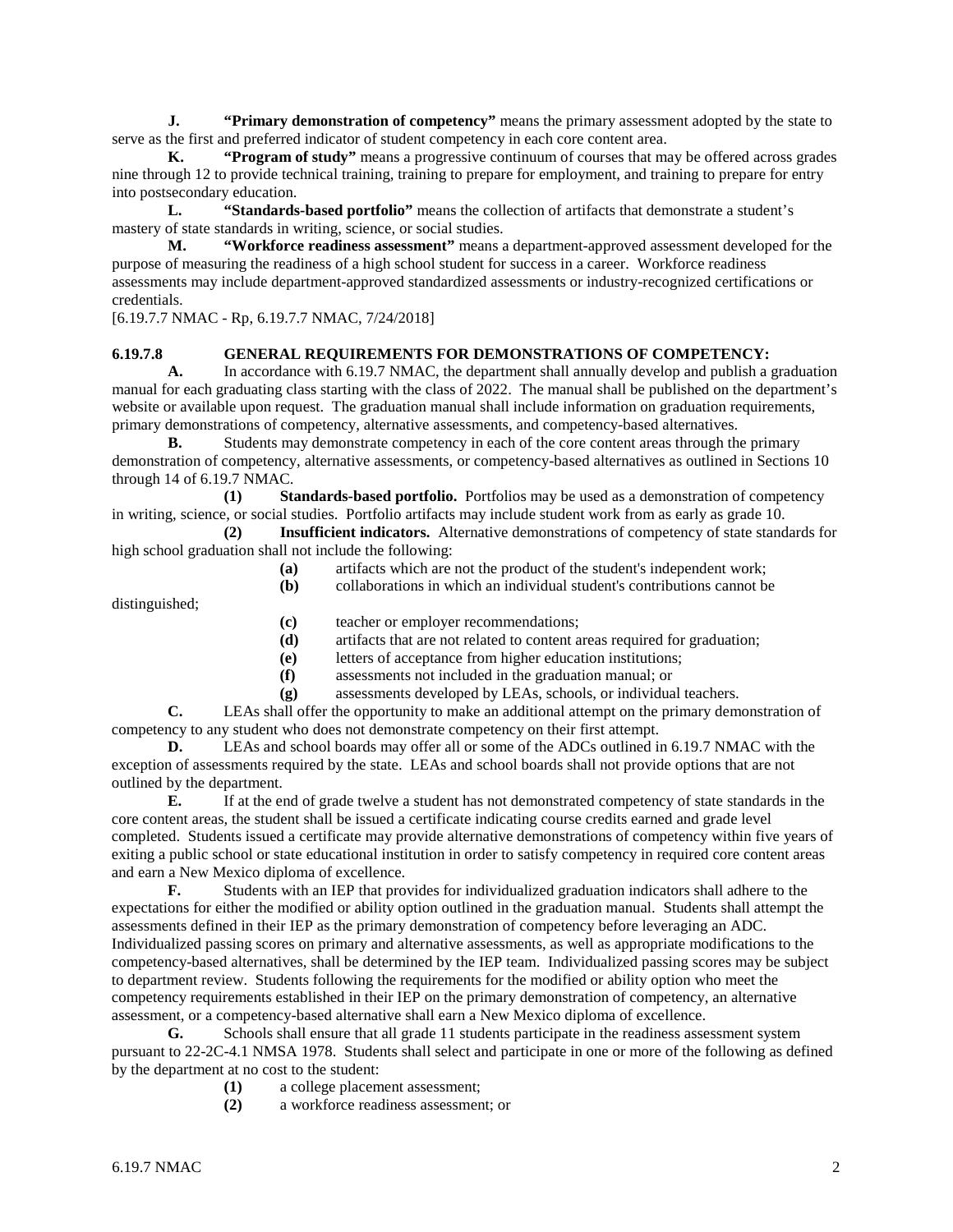**J. "Primary demonstration of competency"** means the primary assessment adopted by the state to serve as the first and preferred indicator of student competency in each core content area.

**K. "Program of study"** means a progressive continuum of courses that may be offered across grades nine through 12 to provide technical training, training to prepare for employment, and training to prepare for entry into postsecondary education.

**L. "Standards-based portfolio"** means the collection of artifacts that demonstrate a student's mastery of state standards in writing, science, or social studies.

**M. "Workforce readiness assessment"** means a department-approved assessment developed for the purpose of measuring the readiness of a high school student for success in a career. Workforce readiness assessments may include department-approved standardized assessments or industry-recognized certifications or credentials.

[6.19.7.7 NMAC - Rp, 6.19.7.7 NMAC, 7/24/2018]

**6.19.7.8 GENERAL REQUIREMENTS FOR DEMONSTRATIONS OF COMPETENCY:**

**A.** In accordance with 6.19.7 NMAC, the department shall annually develop and publish a graduation manual for each graduating class starting with the class of 2022. The manual shall be published on the department's website or available upon request. The graduation manual shall include information on graduation requirements, primary demonstrations of competency, alternative assessments, and competency-based alternatives.

**B.** Students may demonstrate competency in each of the core content areas through the primary demonstration of competency, alternative assessments, or competency-based alternatives as outlined in Sections 10 through 14 of 6.19.7 NMAC.

**(1) Standards-based portfolio.** Portfolios may be used as a demonstration of competency in writing, science, or social studies. Portfolio artifacts may include student work from as early as grade 10.

**(2) Insufficient indicators.** Alternative demonstrations of competency of state standards for high school graduation shall not include the following:

**(a)** artifacts which are not the product of the student's independent work;

**(b)** collaborations in which an individual student's contributions cannot be distinguished;

**(c)** teacher or employer recommendations;

**(d)** artifacts that are not related to content areas required for graduation;

**(e)** letters of acceptance from higher education institutions;

**(f)** assessments not included in the graduation manual; or

**(g)** assessments developed by LEAs, schools, or individual teachers.

**C.** LEAs shall offer the opportunity to make an additional attempt on the primary demonstration of competency to any student who does not demonstrate competency on their first attempt.

**D.** LEAs and school boards may offer all or some of the ADCs outlined in 6.19.7 NMAC with the exception of assessments required by the state. LEAs and school boards shall not provide options that are not outlined by the department.

**E.** If at the end of grade twelve a student has not demonstrated competency of state standards in the core content areas, the student shall be issued a certificate indicating course credits earned and grade level completed. Students issued a certificate may provide alternative demonstrations of competency within five years of exiting a public school or state educational institution in order to satisfy competency in required core content areas and earn a New Mexico diploma of excellence.

**F.** Students with an IEP that provides for individualized graduation indicators shall adhere to the expectations for either the modified or ability option outlined in the graduation manual. Students shall attempt the assessments defined in their IEP as the primary demonstration of competency before leveraging an ADC. Individualized passing scores on primary and alternative assessments, as well as appropriate modifications to the competency-based alternatives, shall be determined by the IEP team. Individualized passing scores may be subject to department review. Students following the requirements for the modified or ability option who meet the competency requirements established in their IEP on the primary demonstration of competency, an alternative assessment, or a competency-based alternative shall earn a New Mexico diploma of excellence.

**G.** Schools shall ensure that all grade 11 students participate in the readiness assessment system pursuant to 22-2C-4.1 NMSA 1978. Students shall select and participate in one or more of the following as defined by the department at no cost to the student:

**(1)** a college placement assessment;

**(2)** a workforce readiness assessment; or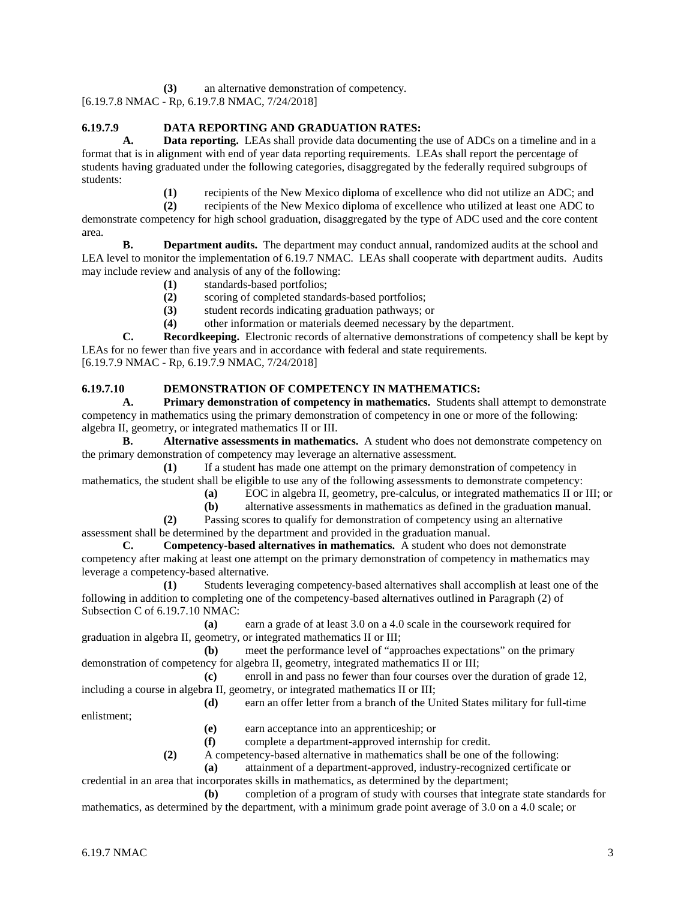**(3)** an alternative demonstration of competency.

[6.19.7.8 NMAC - Rp, 6.19.7.8 NMAC, 7/24/2018]

**6.19.7.9 DATA REPORTING AND GRADUATION RATES:**

**A. Data reporting.** LEAs shall provide data documenting the use of ADCs on a timeline and in a format that is in alignment with end of year data reporting requirements. LEAs shall report the percentage of students having graduated under the following categories, disaggregated by the federally required subgroups of students:

**(1)** recipients of the New Mexico diploma of excellence who did not utilize an ADC; and

**(2)** recipients of the New Mexico diploma of excellence who utilized at least one ADC to demonstrate competency for high school graduation, disaggregated by the type of ADC used and the core content area.

**B. Department audits.** The department may conduct annual, randomized audits at the school and LEA level to monitor the implementation of 6.19.7 NMAC. LEAs shall cooperate with department audits. Audits may include review and analysis of any of the following:

**(1)** standards-based portfolios;

**(2)** scoring of completed standards-based portfolios;

**(3)** student records indicating graduation pathways; or

**(4)** other information or materials deemed necessary by the department.

**C. Recordkeeping.** Electronic records of alternative demonstrations of competency shall be kept by LEAs for no fewer than five years and in accordance with federal and state requirements.

[6.19.7.9 NMAC - Rp, 6.19.7.9 NMAC, 7/24/2018]

**6.19.7.10 DEMONSTRATION OF COMPETENCY IN MATHEMATICS:**

**A. Primary demonstration of competency in mathematics.** Students shall attempt to demonstrate competency in mathematics using the primary demonstration of competency in one or more of the following: algebra II, geometry, or integrated mathematics II or III.

**B. Alternative assessments in mathematics.** A student who does not demonstrate competency on the primary demonstration of competency may leverage an alternative assessment.

**(1)** If a student has made one attempt on the primary demonstration of competency in mathematics, the student shall be eligible to use any of the following assessments to demonstrate competency:

**(a)** EOC in algebra II, geometry, pre-calculus, or integrated mathematics II or III; or

**(b)** alternative assessments in mathematics as defined in the graduation manual.

**(2)** Passing scores to qualify for demonstration of competency using an alternative assessment shall be determined by the department and provided in the graduation manual.

**C. Competency-based alternatives in mathematics.** A student who does not demonstrate competency after making at least one attempt on the primary demonstration of competency in mathematics may leverage a competency-based alternative.

**(1)** Students leveraging competency-based alternatives shall accomplish at least one of the following in addition to completing one of the competency-based alternatives outlined in Paragraph (2) of Subsection C of 6.19.7.10 NMAC:

**(a)** earn a grade of at least 3.0 on a 4.0 scale in the coursework required for graduation in algebra II, geometry, or integrated mathematics II or III;

**(b)** meet the performance level of "approaches expectations" on the primary demonstration of competency for algebra II, geometry, integrated mathematics II or III;

**(c)** enroll in and pass no fewer than four courses over the duration of grade 12, including a course in algebra II, geometry, or integrated mathematics II or III;

**(d)** earn an offer letter from a branch of the United States military for full-time enlistment;

**(e)** earn acceptance into an apprenticeship; or

**(f)** complete a department-approved internship for credit.

**(2)** A competency-based alternative in mathematics shall be one of the following:

**(a)** attainment of a department-approved, industry-recognized certificate or credential in an area that incorporates skills in mathematics, as determined by the department;

**(b)** completion of a program of study with courses that integrate state standards for mathematics, as determined by the department, with a minimum grade point average of 3.0 on a 4.0 scale; or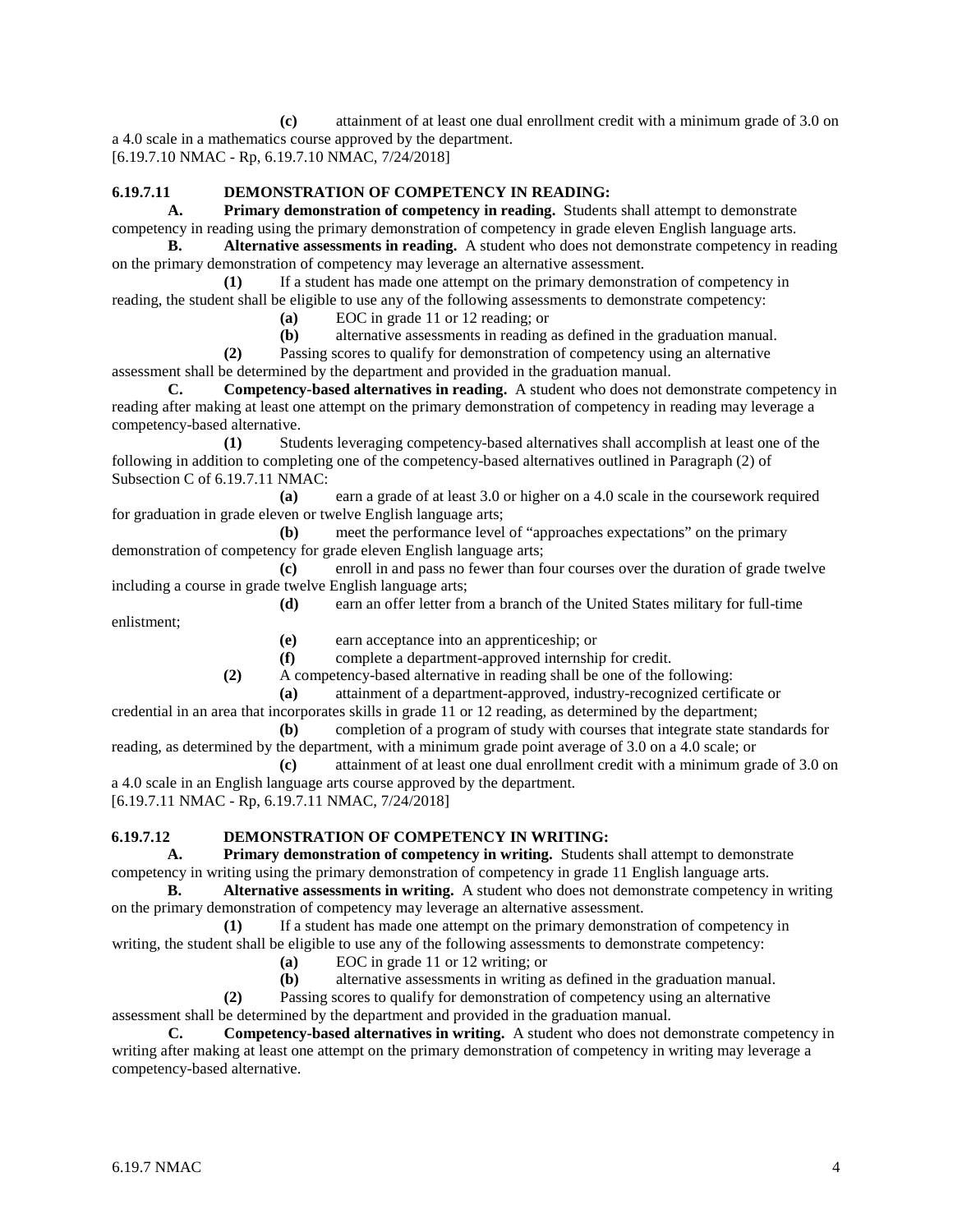**(c)** attainment of at least one dual enrollment credit with a minimum grade of 3.0 on a 4.0 scale in a mathematics course approved by the department.
[6.19.7.10 NMAC - Rp, 6.19.7.10 NMAC, 7/24/2018]

**6.19.7.11 DEMONSTRATION OF COMPETENCY IN READING:**

**A. Primary demonstration of competency in reading.** Students shall attempt to demonstrate competency in reading using the primary demonstration of competency in grade eleven English language arts.

**B. Alternative assessments in reading.** A student who does not demonstrate competency in reading on the primary demonstration of competency may leverage an alternative assessment.

**(1)** If a student has made one attempt on the primary demonstration of competency in reading, the student shall be eligible to use any of the following assessments to demonstrate competency:

**(a)** EOC in grade 11 or 12 reading; or

**(b)** alternative assessments in reading as defined in the graduation manual.

**(2)** Passing scores to qualify for demonstration of competency using an alternative assessment shall be determined by the department and provided in the graduation manual.

**C. Competency-based alternatives in reading.** A student who does not demonstrate competency in reading after making at least one attempt on the primary demonstration of competency in reading may leverage a competency-based alternative.

**(1)** Students leveraging competency-based alternatives shall accomplish at least one of the following in addition to completing one of the competency-based alternatives outlined in Paragraph (2) of Subsection C of 6.19.7.11 NMAC:

**(a)** earn a grade of at least 3.0 or higher on a 4.0 scale in the coursework required for graduation in grade eleven or twelve English language arts;

**(b)** meet the performance level of "approaches expectations" on the primary demonstration of competency for grade eleven English language arts;

**(c)** enroll in and pass no fewer than four courses over the duration of grade twelve including a course in grade twelve English language arts;

**(d)** earn an offer letter from a branch of the United States military for full-time enlistment;

**(e)** earn acceptance into an apprenticeship; or

**(f)** complete a department-approved internship for credit.

**(2)** A competency-based alternative in reading shall be one of the following:

**(a)** attainment of a department-approved, industry-recognized certificate or credential in an area that incorporates skills in grade 11 or 12 reading, as determined by the department;

**(b)** completion of a program of study with courses that integrate state standards for reading, as determined by the department, with a minimum grade point average of 3.0 on a 4.0 scale; or

**(c)** attainment of at least one dual enrollment credit with a minimum grade of 3.0 on a 4.0 scale in an English language arts course approved by the department.
[6.19.7.11 NMAC - Rp, 6.19.7.11 NMAC, 7/24/2018]

**6.19.7.12 DEMONSTRATION OF COMPETENCY IN WRITING:**

**A. Primary demonstration of competency in writing.** Students shall attempt to demonstrate competency in writing using the primary demonstration of competency in grade 11 English language arts.

**B. Alternative assessments in writing.** A student who does not demonstrate competency in writing on the primary demonstration of competency may leverage an alternative assessment.

**(1)** If a student has made one attempt on the primary demonstration of competency in writing, the student shall be eligible to use any of the following assessments to demonstrate competency:

**(a)** EOC in grade 11 or 12 writing; or

**(b)** alternative assessments in writing as defined in the graduation manual.

**(2)** Passing scores to qualify for demonstration of competency using an alternative assessment shall be determined by the department and provided in the graduation manual.

**C. Competency-based alternatives in writing.** A student who does not demonstrate competency in writing after making at least one attempt on the primary demonstration of competency in writing may leverage a competency-based alternative.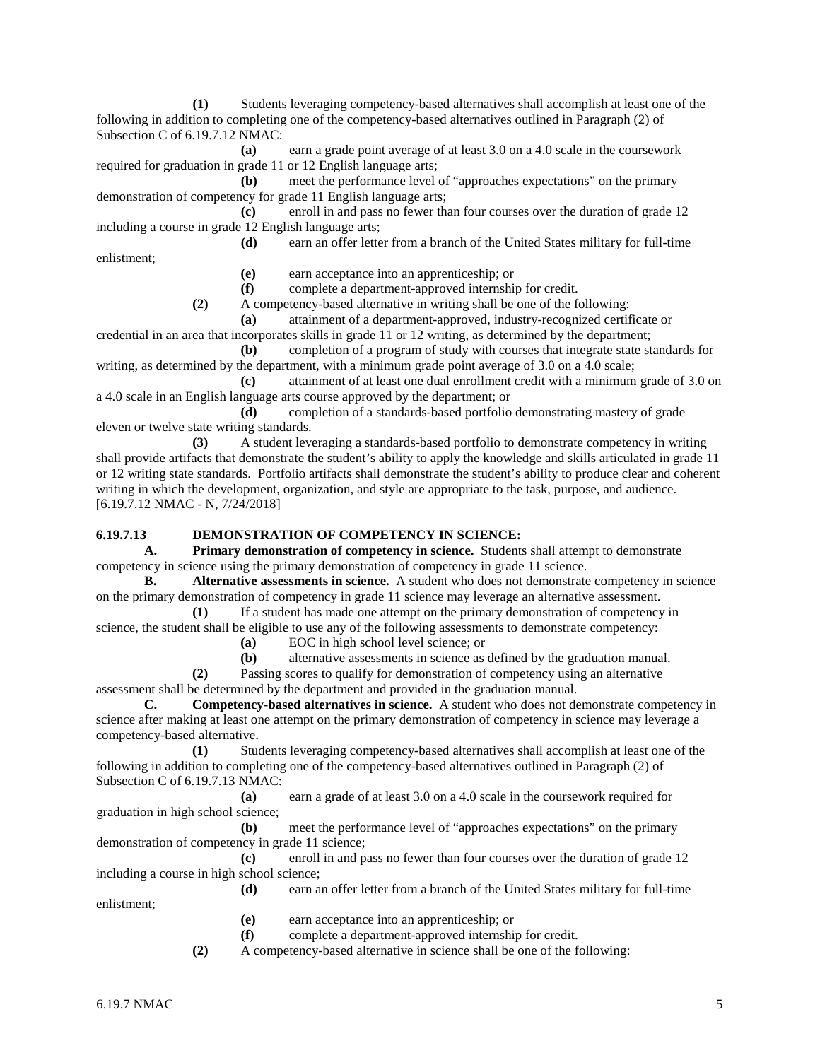**(1)** Students leveraging competency-based alternatives shall accomplish at least one of the following in addition to completing one of the competency-based alternatives outlined in Paragraph (2) of Subsection C of 6.19.7.12 NMAC:

**(a)** earn a grade point average of at least 3.0 on a 4.0 scale in the coursework required for graduation in grade 11 or 12 English language arts;

**(b)** meet the performance level of "approaches expectations" on the primary demonstration of competency for grade 11 English language arts;

**(c)** enroll in and pass no fewer than four courses over the duration of grade 12 including a course in grade 12 English language arts;

**(d)** earn an offer letter from a branch of the United States military for full-time enlistment;

**(e)** earn acceptance into an apprenticeship; or

**(f)** complete a department-approved internship for credit.

**(2)** A competency-based alternative in writing shall be one of the following:

**(a)** attainment of a department-approved, industry-recognized certificate or credential in an area that incorporates skills in grade 11 or 12 writing, as determined by the department;

**(b)** completion of a program of study with courses that integrate state standards for writing, as determined by the department, with a minimum grade point average of 3.0 on a 4.0 scale;

**(c)** attainment of at least one dual enrollment credit with a minimum grade of 3.0 on a 4.0 scale in an English language arts course approved by the department; or

**(d)** completion of a standards-based portfolio demonstrating mastery of grade eleven or twelve state writing standards.

**(3)** A student leveraging a standards-based portfolio to demonstrate competency in writing shall provide artifacts that demonstrate the student's ability to apply the knowledge and skills articulated in grade 11 or 12 writing state standards. Portfolio artifacts shall demonstrate the student's ability to produce clear and coherent writing in which the development, organization, and style are appropriate to the task, purpose, and audience.

[6.19.7.12 NMAC - N, 7/24/2018]

**6.19.7.13 DEMONSTRATION OF COMPETENCY IN SCIENCE:**

**A. Primary demonstration of competency in science.** Students shall attempt to demonstrate competency in science using the primary demonstration of competency in grade 11 science.

**B. Alternative assessments in science.** A student who does not demonstrate competency in science on the primary demonstration of competency in grade 11 science may leverage an alternative assessment.

**(1)** If a student has made one attempt on the primary demonstration of competency in science, the student shall be eligible to use any of the following assessments to demonstrate competency:

**(a)** EOC in high school level science; or

**(b)** alternative assessments in science as defined by the graduation manual.

**(2)** Passing scores to qualify for demonstration of competency using an alternative assessment shall be determined by the department and provided in the graduation manual.

**C. Competency-based alternatives in science.** A student who does not demonstrate competency in science after making at least one attempt on the primary demonstration of competency in science may leverage a competency-based alternative.

**(1)** Students leveraging competency-based alternatives shall accomplish at least one of the following in addition to completing one of the competency-based alternatives outlined in Paragraph (2) of Subsection C of 6.19.7.13 NMAC:

**(a)** earn a grade of at least 3.0 on a 4.0 scale in the coursework required for graduation in high school science;

**(b)** meet the performance level of "approaches expectations" on the primary demonstration of competency in grade 11 science;

**(c)** enroll in and pass no fewer than four courses over the duration of grade 12 including a course in high school science;

**(d)** earn an offer letter from a branch of the United States military for full-time enlistment;

**(e)** earn acceptance into an apprenticeship; or

**(f)** complete a department-approved internship for credit.

**(2)** A competency-based alternative in science shall be one of the following: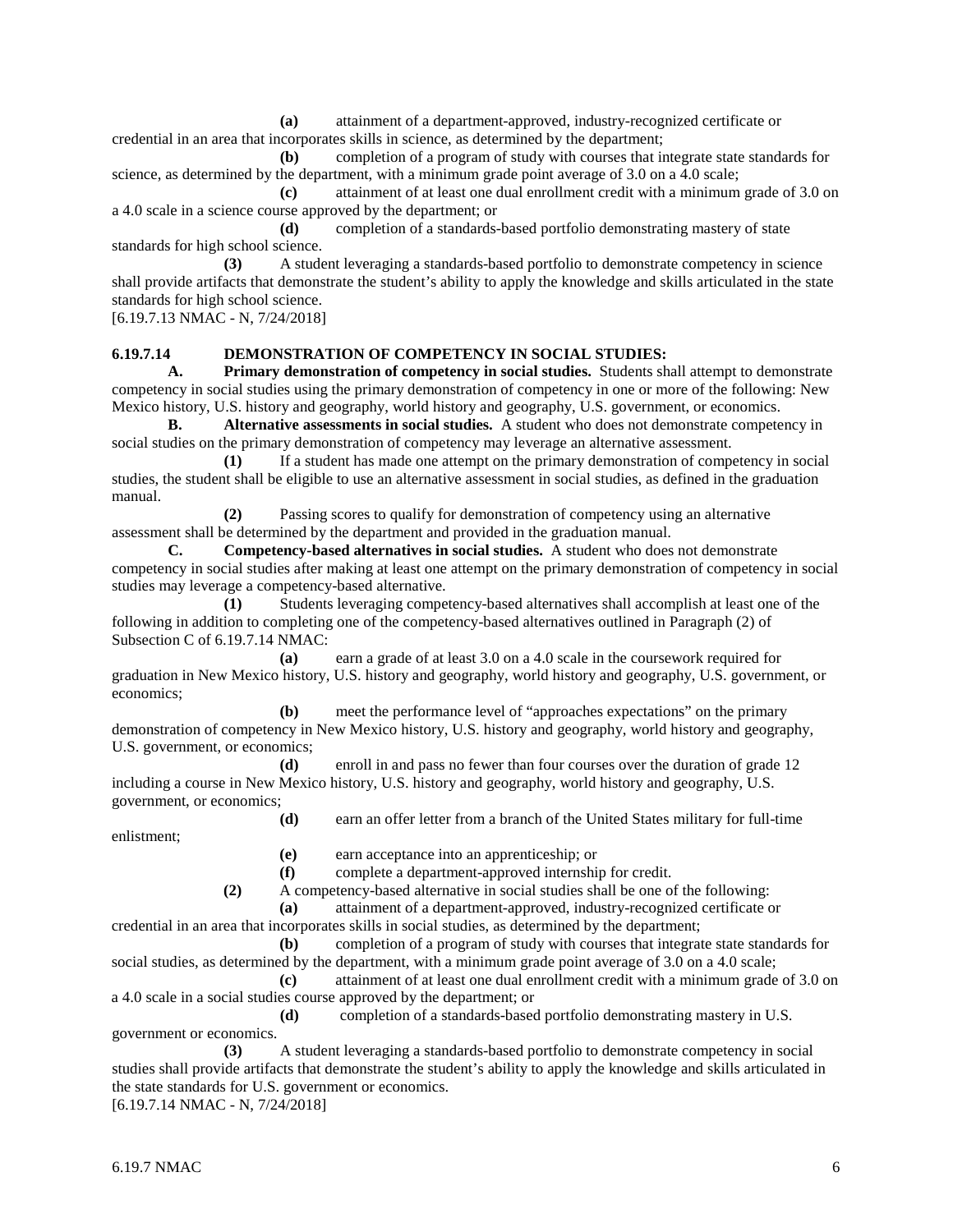**(a)** attainment of a department-approved, industry-recognized certificate or credential in an area that incorporates skills in science, as determined by the department;

**(b)** completion of a program of study with courses that integrate state standards for science, as determined by the department, with a minimum grade point average of 3.0 on a 4.0 scale;

**(c)** attainment of at least one dual enrollment credit with a minimum grade of 3.0 on a 4.0 scale in a science course approved by the department; or

**(d)** completion of a standards-based portfolio demonstrating mastery of state standards for high school science.

**(3)** A student leveraging a standards-based portfolio to demonstrate competency in science shall provide artifacts that demonstrate the student's ability to apply the knowledge and skills articulated in the state standards for high school science.

[6.19.7.13 NMAC - N, 7/24/2018]

**6.19.7.14 DEMONSTRATION OF COMPETENCY IN SOCIAL STUDIES:**

**A. Primary demonstration of competency in social studies.** Students shall attempt to demonstrate competency in social studies using the primary demonstration of competency in one or more of the following: New Mexico history, U.S. history and geography, world history and geography, U.S. government, or economics.

**B. Alternative assessments in social studies.** A student who does not demonstrate competency in social studies on the primary demonstration of competency may leverage an alternative assessment.

**(1)** If a student has made one attempt on the primary demonstration of competency in social studies, the student shall be eligible to use an alternative assessment in social studies, as defined in the graduation manual.

**(2)** Passing scores to qualify for demonstration of competency using an alternative assessment shall be determined by the department and provided in the graduation manual.

**C. Competency-based alternatives in social studies.** A student who does not demonstrate competency in social studies after making at least one attempt on the primary demonstration of competency in social studies may leverage a competency-based alternative.

**(1)** Students leveraging competency-based alternatives shall accomplish at least one of the following in addition to completing one of the competency-based alternatives outlined in Paragraph (2) of Subsection C of 6.19.7.14 NMAC:

**(a)** earn a grade of at least 3.0 on a 4.0 scale in the coursework required for graduation in New Mexico history, U.S. history and geography, world history and geography, U.S. government, or economics;

**(b)** meet the performance level of "approaches expectations" on the primary demonstration of competency in New Mexico history, U.S. history and geography, world history and geography, U.S. government, or economics;

**(d)** enroll in and pass no fewer than four courses over the duration of grade 12 including a course in New Mexico history, U.S. history and geography, world history and geography, U.S. government, or economics;

**(d)** earn an offer letter from a branch of the United States military for full-time enlistment;

**(e)** earn acceptance into an apprenticeship; or

**(f)** complete a department-approved internship for credit.

**(2)** A competency-based alternative in social studies shall be one of the following:

**(a)** attainment of a department-approved, industry-recognized certificate or credential in an area that incorporates skills in social studies, as determined by the department;

**(b)** completion of a program of study with courses that integrate state standards for social studies, as determined by the department, with a minimum grade point average of 3.0 on a 4.0 scale;

**(c)** attainment of at least one dual enrollment credit with a minimum grade of 3.0 on a 4.0 scale in a social studies course approved by the department; or

**(d)** completion of a standards-based portfolio demonstrating mastery in U.S. government or economics.

**(3)** A student leveraging a standards-based portfolio to demonstrate competency in social studies shall provide artifacts that demonstrate the student's ability to apply the knowledge and skills articulated in the state standards for U.S. government or economics.

[6.19.7.14 NMAC - N, 7/24/2018]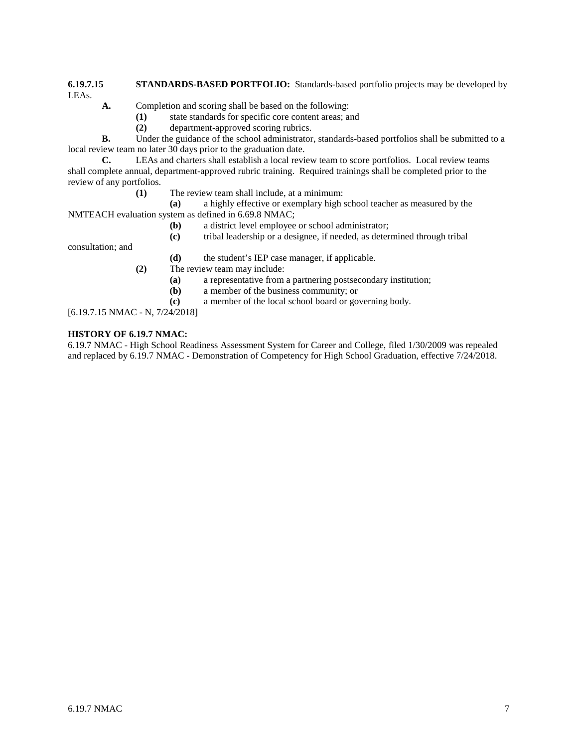**6.19.7.15 STANDARDS-BASED PORTFOLIO:** Standards-based portfolio projects may be developed by LEAs.

**A.** Completion and scoring shall be based on the following:

**(1)** state standards for specific core content areas; and

**(2)** department-approved scoring rubrics.

**B.** Under the guidance of the school administrator, standards-based portfolios shall be submitted to a local review team no later 30 days prior to the graduation date.

**C.** LEAs and charters shall establish a local review team to score portfolios. Local review teams shall complete annual, department-approved rubric training. Required trainings shall be completed prior to the review of any portfolios.

**(1)** The review team shall include, at a minimum:

**(a)** a highly effective or exemplary high school teacher as measured by the NMTEACH evaluation system as defined in 6.69.8 NMAC;

**(b)** a district level employee or school administrator;

**(c)** tribal leadership or a designee, if needed, as determined through tribal consultation; and

**(d)** the student's IEP case manager, if applicable.

**(2)** The review team may include:

**(a)** a representative from a partnering postsecondary institution;

**(b)** a member of the business community; or

**(c)** a member of the local school board or governing body.

[6.19.7.15 NMAC - N, 7/24/2018]

**HISTORY OF 6.19.7 NMAC:**

6.19.7 NMAC - High School Readiness Assessment System for Career and College, filed 1/30/2009 was repealed and replaced by 6.19.7 NMAC - Demonstration of Competency for High School Graduation, effective 7/24/2018.